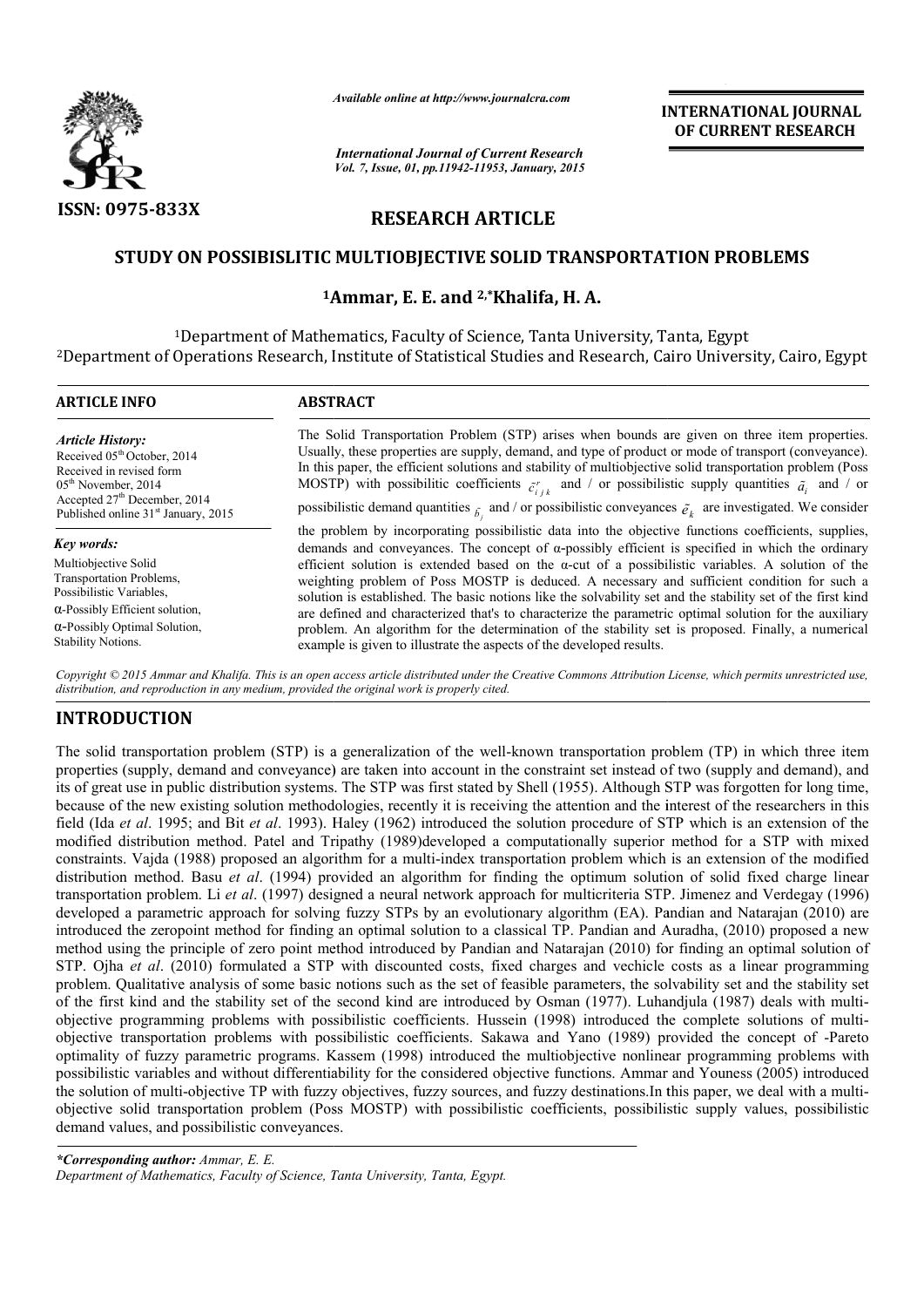*Available online at http://www.journalcra.com*

*International Journal of Current Research*
*Vol. 7, Issue, 01, pp.11942-11953, January, 2015*

**INTERNATIONAL JOURNAL OF CURRENT RESEARCH**

**ISSN: 0975-833X**

**RESEARCH ARTICLE**

# STUDY ON POSSIBISLITIC MULTIOBJECTIVE SOLID TRANSPORTATION PROBLEMS

### [1]Ammar, E. E. and [2,*]Khalifa, H. A.

[1]Department of Mathematics, Faculty of Science, Tanta University, Tanta, Egypt
[2]Department of Operations Research, Institute of Statistical Studies and Research, Cairo University, Cairo, Egypt

**ARTICLE INFO**

*Article History:*
Received 05[th] October, 2014
Received in revised form
05[th] November, 2014
Accepted 27[th] December, 2014
Published online 31[st] January, 2015

*Key words:*
Multiobjective Solid Transportation Problems,
Possibilistic Variables,
α-Possibly Efficient solution,
α-Possibly Optimal Solution,
Stability Notions.

**ABSTRACT**

The Solid Transportation Problem (STP) arises when bounds are given on three item properties. Usually, these properties are supply, demand, and type of product or mode of transport (conveyance). In this paper, the efficient solutions and stability of multiobjective solid transportation problem (Poss MOSTP) with possibilitic coefficients $\tilde{c}^{r}_{ijk}$ and / or possibilistic supply quantities $\tilde{a}_i$ and / or possibilistic demand quantities $\tilde{b}_j$ and / or possibilistic conveyances $\tilde{e}_k$ are investigated. We consider the problem by incorporating possibilistic data into the objective functions coefficients, supplies, demands and conveyances. The concept of α-possibly efficient is specified in which the ordinary efficient solution is extended based on the α-cut of a possibilistic variables. A solution of the weighting problem of Poss MOSTP is deduced. A necessary and sufficient condition for such a solution is established. The basic notions like the solvability set and the stability set of the first kind are defined and characterized that's to characterize the parametric optimal solution for the auxiliary problem. An algorithm for the determination of the stability set is proposed. Finally, a numerical example is given to illustrate the aspects of the developed results.

*Copyright © 2015 Ammar and Khalifa. This is an open access article distributed under the Creative Commons Attribution License, which permits unrestricted use, distribution, and reproduction in any medium, provided the original work is properly cited.*

## INTRODUCTION

The solid transportation problem (STP) is a generalization of the well-known transportation problem (TP) in which three item properties (supply, demand and conveyance) are taken into account in the constraint set instead of two (supply and demand), and its of great use in public distribution systems. The STP was first stated by Shell (1955). Although STP was forgotten for long time, because of the new existing solution methodologies, recently it is receiving the attention and the interest of the researchers in this field (Ida *et al*. 1995; and Bit *et al*. 1993). Haley (1962) introduced the solution procedure of STP which is an extension of the modified distribution method. Patel and Tripathy (1989)developed a computationally superior method for a STP with mixed constraints. Vajda (1988) proposed an algorithm for a multi-index transportation problem which is an extension of the modified distribution method. Basu *et al*. (1994) provided an algorithm for finding the optimum solution of solid fixed charge linear transportation problem. Li *et al*. (1997) designed a neural network approach for multicriteria STP. Jimenez and Verdegay (1996) developed a parametric approach for solving fuzzy STPs by an evolutionary algorithm (EA). Pandian and Natarajan (2010) are introduced the zeropoint method for finding an optimal solution to a classical TP. Pandian and Auradha, (2010) proposed a new method using the principle of zero point method introduced by Pandian and Natarajan (2010) for finding an optimal solution of STP. Ojha *et al*. (2010) formulated a STP with discounted costs, fixed charges and vechicle costs as a linear programming problem. Qualitative analysis of some basic notions such as the set of feasible parameters, the solvability set and the stability set of the first kind and the stability set of the second kind are introduced by Osman (1977). Luhandjula (1987) deals with multi-objective programming problems with possibilistic coefficients. Hussein (1998) introduced the complete solutions of multi-objective transportation problems with possibilistic coefficients. Sakawa and Yano (1989) provided the concept of -Pareto optimality of fuzzy parametric programs. Kassem (1998) introduced the multiobjective nonlinear programming problems with possibilistic variables and without differentiability for the considered objective functions. Ammar and Youness (2005) introduced the solution of multi-objective TP with fuzzy objectives, fuzzy sources, and fuzzy destinations.In this paper, we deal with a multi-objective solid transportation problem (Poss MOSTP) with possibilistic coefficients, possibilistic supply values, possibilistic demand values, and possibilistic conveyances.

**\*Corresponding author:** *Ammar, E. E.*
*Department of Mathematics, Faculty of Science, Tanta University, Tanta, Egypt.*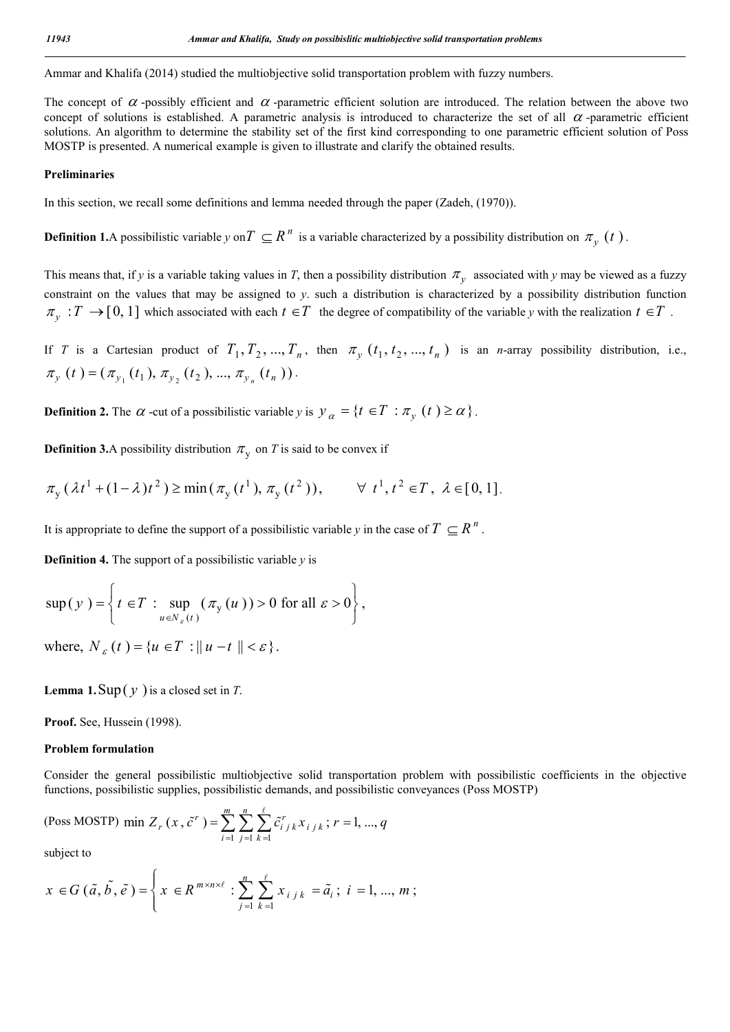Ammar and Khalifa (2014) studied the multiobjective solid transportation problem with fuzzy numbers.

The concept of $\alpha$ -possibly efficient and $\alpha$ -parametric efficient solution are introduced. The relation between the above two concept of solutions is established. A parametric analysis is introduced to characterize the set of all $\alpha$ -parametric efficient solutions. An algorithm to determine the stability set of the first kind corresponding to one parametric efficient solution of Poss MOSTP is presented. A numerical example is given to illustrate and clarify the obtained results.

**Preliminaries**

In this section, we recall some definitions and lemma needed through the paper (Zadeh, (1970)).

**Definition 1.** A possibilistic variable *y* on $T \subseteq R^n$ is a variable characterized by a possibility distribution on $\pi_y(t)$.

This means that, if *y* is a variable taking values in *T*, then a possibility distribution $\pi_y$ associated with *y* may be viewed as a fuzzy constraint on the values that may be assigned to *y*. such a distribution is characterized by a possibility distribution function $\pi_y : T \rightarrow [0, 1]$ which associated with each $t \in T$ the degree of compatibility of the variable *y* with the realization $t \in T$.

If *T* is a Cartesian product of $T_1, T_2, ..., T_n$, then $\pi_y(t_1, t_2, ..., t_n)$ is an *n*-array possibility distribution, i.e., $\pi_y(t) = (\pi_{y_1}(t_1), \pi_{y_2}(t_2), ..., \pi_{y_n}(t_n))$.

**Definition 2.** The $\alpha$ -cut of a possibilistic variable *y* is $y_\alpha = \{t \in T : \pi_y(t) \geq \alpha\}$.

**Definition 3.** A possibility distribution $\pi_y$ on *T* is said to be convex if

$$\pi_y(\lambda t^1 + (1-\lambda)t^2) \geq \min(\pi_y(t^1), \pi_y(t^2)), \qquad \forall\ t^1, t^2 \in T,\ \lambda \in [0, 1].$$

It is appropriate to define the support of a possibilistic variable *y* in the case of $T \subseteq R^n$.

**Definition 4.** The support of a possibilistic variable *y* is

$$\sup(y) = \left\{ t \in T : \sup_{u \in N_\varepsilon(t)} (\pi_y(u)) > 0 \text{ for all } \varepsilon > 0 \right\},$$

where, $N_\varepsilon(t) = \{u \in T : \| u - t \| < \varepsilon\}$.

**Lemma 1.** $\text{Sup}(y)$ is a closed set in *T*.

**Proof.** See, Hussein (1998).

**Problem formulation**

Consider the general possibilistic multiobjective solid transportation problem with possibilistic coefficients in the objective functions, possibilistic supplies, possibilistic demands, and possibilistic conveyances (Poss MOSTP)

$$\text{(Poss MOSTP)} \quad \min Z_r(x, \tilde{c}^r) = \sum_{i=1}^{m} \sum_{j=1}^{n} \sum_{k=1}^{\ell} \tilde{c}^r_{ijk} x_{ijk};\ r = 1, ..., q$$

subject to

$$x \in G(\tilde{a}, \tilde{b}, \tilde{e}) = \left\{ x \in R^{m \times n \times \ell} : \sum_{j=1}^{n} \sum_{k=1}^{\ell} x_{ijk} = \tilde{a}_i;\ i = 1, ..., m; \right.$$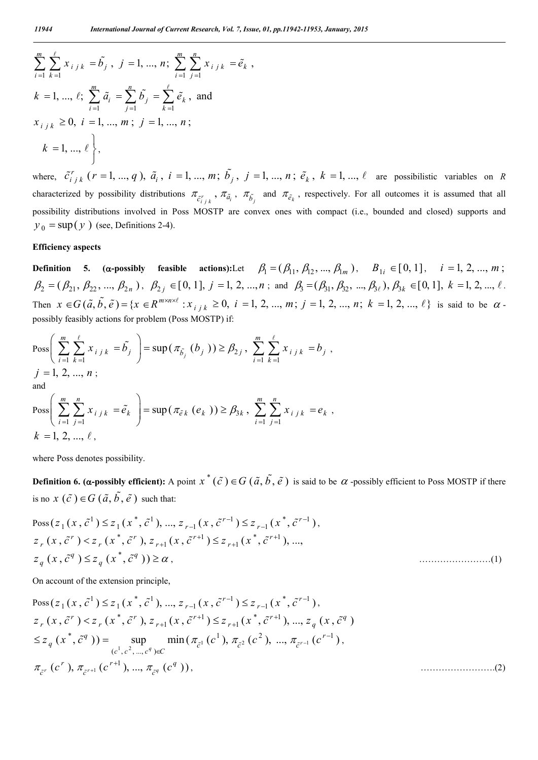$$\sum_{i=1}^{m}\sum_{k=1}^{\ell} x_{ijk} = \tilde{b}_j\,,\; j=1,...,n;\; \sum_{i=1}^{m}\sum_{j=1}^{n} x_{ijk} = \tilde{e}_k\,,$$

$$k=1,...,\ell;\; \sum_{i=1}^{m}\tilde{a}_i = \sum_{j=1}^{n}\tilde{b}_j = \sum_{k=1}^{\ell}\tilde{e}_k\,, \text{ and}$$

$$x_{ijk} \geq 0,\; i=1,...,m;\; j=1,...,n;$$

$$\left. k=1,...,\ell \right\},$$

where, $\tilde{c}^{r}_{ijk}\ (r=1,...,q),\ \tilde{a}_i,\ i=1,...,m;\ \tilde{b}_j,\ j=1,...,n;\ \tilde{e}_k,\ k=1,...,\ell$ are possibilistic variables on $R$ characterized by possibility distributions $\pi_{\tilde{c}^{r}_{ijk}}, \pi_{\tilde{a}_i}, \pi_{\tilde{b}_j}$ and $\pi_{\tilde{e}_k}$, respectively. For all outcomes it is assumed that all possibility distributions involved in Poss MOSTP are convex ones with compact (i.e., bounded and closed) supports and $y_0 = \sup(y)$ (see, Definitions 2-4).

**Efficiency aspects**

**Definition 5. (α-possibly feasible actions):** Let $\beta_1 = (\beta_{11}, \beta_{12}, ..., \beta_{1m})$, $B_{1i} \in [0,1]$, $i=1,2,...,m$; $\beta_2 = (\beta_{21}, \beta_{22}, ..., \beta_{2n})$, $\beta_{2j} \in [0,1]$, $j=1,2,...,n$; and $\beta_3 = (\beta_{31}, \beta_{32}, ..., \beta_{3\ell})$, $\beta_{3k} \in [0,1]$, $k=1,2,...,\ell$. Then $x \in G(\tilde{a}, \tilde{b}, \tilde{e}) = \{x \in R^{m\times n\times \ell} : x_{ijk} \geq 0,\ i=1,2,...,m;\ j=1,2,...,n;\ k=1,2,...,\ell\}$ is said to be $\alpha$-possibly feasibly actions for problem (Poss MOSTP) if:

$$\text{Poss}\left(\sum_{i=1}^{m}\sum_{k=1}^{\ell} x_{ijk} = \tilde{b}_j\right) = \sup(\pi_{\tilde{b}_j}(b_j)) \geq \beta_{2j}\,,\; \sum_{i=1}^{m}\sum_{k=1}^{\ell} x_{ijk} = b_j\,,$$

$$j=1,2,...,n;$$

and

$$\text{Poss}\left(\sum_{i=1}^{m}\sum_{j=1}^{n} x_{ijk} = \tilde{e}_k\right) = \sup(\pi_{\tilde{e}k}(e_k)) \geq \beta_{3k}\,,\; \sum_{i=1}^{m}\sum_{j=1}^{n} x_{ijk} = e_k\,,$$

$$k=1,2,...,\ell,$$

where Poss denotes possibility.

**Definition 6. (α-possibly efficient):** A point $x^*(\tilde{c}) \in G(\tilde{a}, \tilde{b}, \tilde{e})$ is said to be $\alpha$-possibly efficient to Poss MOSTP if there is no $x(\tilde{c}) \in G(\tilde{a}, \tilde{b}, \tilde{e})$ such that:

$$\begin{aligned}
&\text{Poss}(z_1(x, \tilde{c}^1) \leq z_1(x^*, \tilde{c}^1), ..., z_{r-1}(x, \tilde{c}^{r-1}) \leq z_{r-1}(x^*, \tilde{c}^{r-1}),\\
&z_r(x, \tilde{c}^r) < z_r(x^*, \tilde{c}^r), z_{r+1}(x, \tilde{c}^{r+1}) \leq z_{r+1}(x^*, \tilde{c}^{r+1}), ...,\\
&z_q(x, \tilde{c}^q) \leq z_q(x^*, \tilde{c}^q)) \geq \alpha, \qquad (1)
\end{aligned}$$

On account of the extension principle,

$$\begin{aligned}
&\text{Poss}(z_1(x, \tilde{c}^1) \leq z_1(x^*, \tilde{c}^1), ..., z_{r-1}(x, \tilde{c}^{r-1}) \leq z_{r-1}(x^*, \tilde{c}^{r-1}),\\
&z_r(x, \tilde{c}^r) < z_r(x^*, \tilde{c}^r), z_{r+1}(x, \tilde{c}^{r+1}) \leq z_{r+1}(x^*, \tilde{c}^{r+1}), ..., z_q(x, \tilde{c}^q)\\
&\leq z_q(x^*, \tilde{c}^q)) = \sup_{(c^1, c^2, ..., c^q)\in C} \min(\pi_{\tilde{c}^1}(c^1), \pi_{\tilde{c}^2}(c^2), ..., \pi_{\tilde{c}^{r-1}}(c^{r-1}),\\
&\pi_{\tilde{c}^r}(c^r), \pi_{\tilde{c}^{r+1}}(c^{r+1}), ..., \pi_{\tilde{c}^q}(c^q)), \qquad (2)
\end{aligned}$$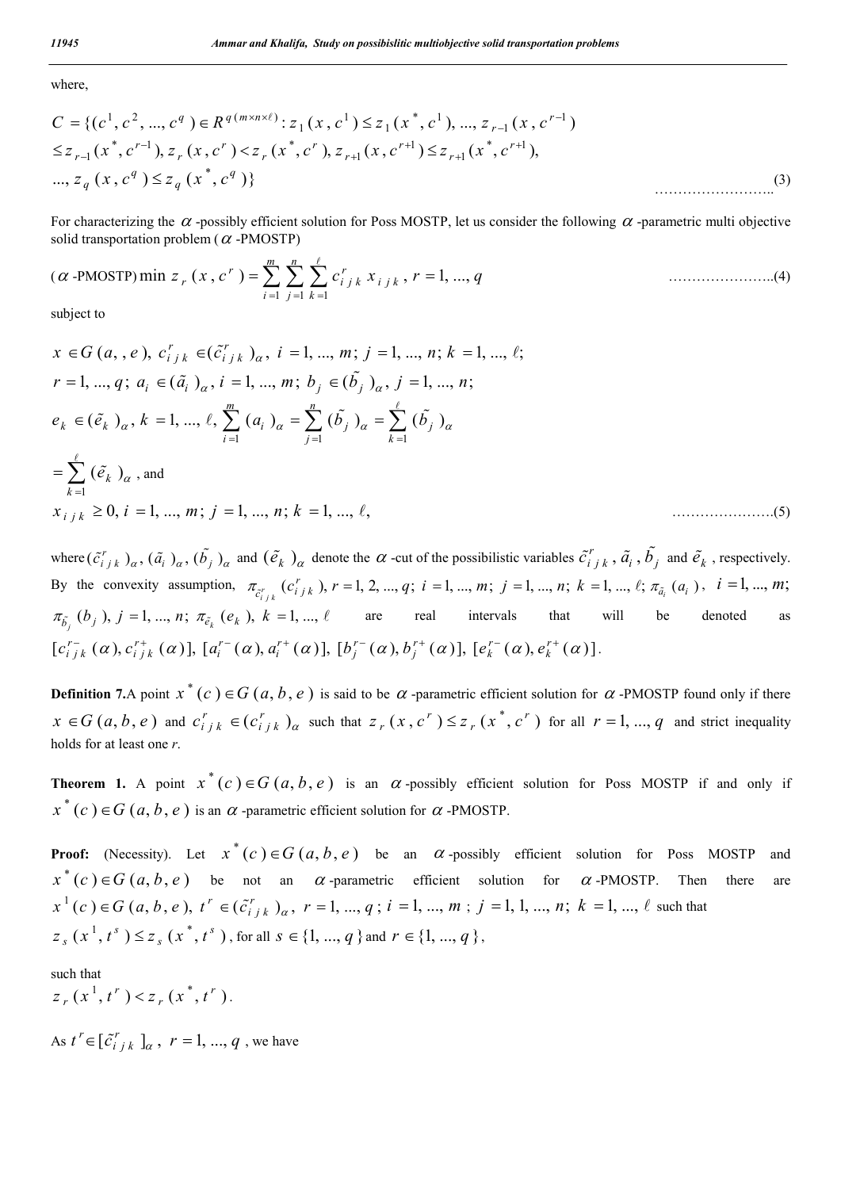where,

$$C = \{(c^1, c^2, ..., c^q) \in R^{q(m \times n \times \ell)} : z_1(x, c^1) \le z_1(x^*, c^1), ..., z_{r-1}(x, c^{r-1}) \le z_{r-1}(x^*, c^{r-1}), z_r(x, c^r) < z_r(x^*, c^r), z_{r+1}(x, c^{r+1}) \le z_{r+1}(x^*, c^{r+1}), ..., z_q(x, c^q) \le z_q(x^*, c^q)\} \quad (3)$$

For characterizing the $\alpha$-possibly efficient solution for Poss MOSTP, let us consider the following $\alpha$-parametric multi objective solid transportation problem ($\alpha$-PMOSTP)

$$(\alpha\text{-PMOSTP}) \min z_r(x, c^r) = \sum_{i=1}^{m} \sum_{j=1}^{n} \sum_{k=1}^{\ell} c_{ijk}^r x_{ijk}, \; r = 1, ..., q \quad (4)$$

subject to

$$x \in G(a, , e),\; c_{ijk}^r \in (\tilde{c}_{ijk}^r)_\alpha,\; i = 1, ..., m;\; j = 1, ..., n;\; k = 1, ..., \ell;$$
$$r = 1, ..., q;\; a_i \in (\tilde{a}_i)_\alpha,\; i = 1, ..., m;\; b_j \in (\tilde{b}_j)_\alpha,\; j = 1, ..., n;$$
$$e_k \in (\tilde{e}_k)_\alpha,\; k = 1, ..., \ell,\; \sum_{i=1}^{m} (a_i)_\alpha = \sum_{j=1}^{n} (\tilde{b}_j)_\alpha = \sum_{k=1}^{\ell} (\tilde{b}_j)_\alpha = \sum_{k=1}^{\ell} (\tilde{e}_k)_\alpha, \text{ and}$$
$$x_{ijk} \ge 0,\; i = 1, ..., m;\; j = 1, ..., n;\; k = 1, ..., \ell, \quad (5)$$

where $(\tilde{c}_{ijk}^r)_\alpha, (\tilde{a}_i)_\alpha, (\tilde{b}_j)_\alpha$ and $(\tilde{e}_k)_\alpha$ denote the $\alpha$-cut of the possibilistic variables $\tilde{c}_{ijk}^r, \tilde{a}_i, \tilde{b}_j$ and $\tilde{e}_k$, respectively. By the convexity assumption, $\pi_{\tilde{c}_{ijk}^r}(c_{ijk}^r), r = 1, 2, ..., q;\; i = 1, ..., m;\; j = 1, ..., n;\; k = 1, ..., \ell;\; \pi_{\tilde{a}_i}(a_i),\; i = 1, ..., m;$ $\pi_{\tilde{b}_j}(b_j),\; j = 1, ..., n;\; \pi_{\tilde{e}_k}(e_k),\; k = 1, ..., \ell$ are real intervals that will be denoted as $[c_{ijk}^{r-}(\alpha), c_{ijk}^{r+}(\alpha)],\; [a_i^{r-}(\alpha), a_i^{r+}(\alpha)],\; [b_j^{r-}(\alpha), b_j^{r+}(\alpha)],\; [e_k^{r-}(\alpha), e_k^{r+}(\alpha)]$.

**Definition 7.** A point $x^*(c) \in G(a, b, e)$ is said to be $\alpha$-parametric efficient solution for $\alpha$-PMOSTP found only if there $x \in G(a, b, e)$ and $c_{ijk}^r \in (c_{ijk}^r)_\alpha$ such that $z_r(x, c^r) \le z_r(x^*, c^r)$ for all $r = 1, ..., q$ and strict inequality holds for at least one *r*.

**Theorem 1.** A point $x^*(c) \in G(a, b, e)$ is an $\alpha$-possibly efficient solution for Poss MOSTP if and only if $x^*(c) \in G(a, b, e)$ is an $\alpha$-parametric efficient solution for $\alpha$-PMOSTP.

**Proof:** (Necessity). Let $x^*(c) \in G(a, b, e)$ be an $\alpha$-possibly efficient solution for Poss MOSTP and $x^*(c) \in G(a, b, e)$ be not an $\alpha$-parametric efficient solution for $\alpha$-PMOSTP. Then there are $x^1(c) \in G(a, b, e),\; t^r \in (\tilde{c}_{ijk}^r)_\alpha,\; r = 1, ..., q;\; i = 1, ..., m;\; j = 1, 1, ..., n;\; k = 1, ..., \ell$ such that $z_s(x^1, t^s) \le z_s(x^*, t^s)$, for all $s \in \{1, ..., q\}$ and $r \in \{1, ..., q\}$,

such that
$z_r(x^1, t^r) < z_r(x^*, t^r)$.

As $t^r \in [\tilde{c}_{ijk}^r]_\alpha,\; r = 1, ..., q$, we have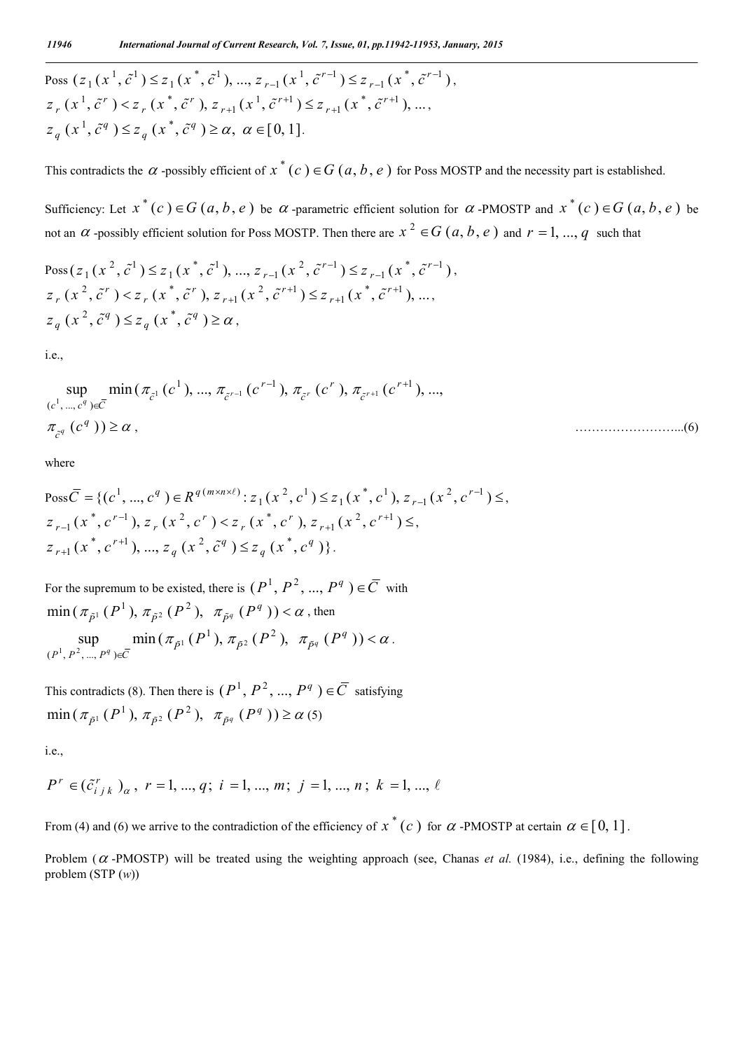$$\text{Poss } (z_1(x^1, \tilde{c}^1) \le z_1(x^*, \tilde{c}^1), ..., z_{r-1}(x^1, \tilde{c}^{r-1}) \le z_{r-1}(x^*, \tilde{c}^{r-1}),$$
$$z_r(x^1, \tilde{c}^r) < z_r(x^*, \tilde{c}^r), z_{r+1}(x^1, \tilde{c}^{r+1}) \le z_{r+1}(x^*, \tilde{c}^{r+1}), ...,$$
$$z_q(x^1, \tilde{c}^q) \le z_q(x^*, \tilde{c}^q) \ge \alpha, \ \alpha \in [0, 1].$$

This contradicts the $\alpha$ -possibly efficient of $x^*(c) \in G(a, b, e)$ for Poss MOSTP and the necessity part is established.

Sufficiency: Let $x^*(c) \in G(a, b, e)$ be $\alpha$ -parametric efficient solution for $\alpha$ -PMOSTP and $x^*(c) \in G(a, b, e)$ be not an $\alpha$ -possibly efficient solution for Poss MOSTP. Then there are $x^2 \in G(a, b, e)$ and $r = 1, ..., q$ such that

$$\text{Poss}(z_1(x^2, \tilde{c}^1) \le z_1(x^*, \tilde{c}^1), ..., z_{r-1}(x^2, \tilde{c}^{r-1}) \le z_{r-1}(x^*, \tilde{c}^{r-1}),$$
$$z_r(x^2, \tilde{c}^r) < z_r(x^*, \tilde{c}^r), z_{r+1}(x^2, \tilde{c}^{r+1}) \le z_{r+1}(x^*, \tilde{c}^{r+1}), ...,$$
$$z_q(x^2, \tilde{c}^q) \le z_q(x^*, \tilde{c}^q) \ge \alpha,$$

i.e.,

$$\sup_{(c^1, ..., c^q) \in \overline{C}} \min(\pi_{\tilde{c}^1}(c^1), ..., \pi_{\tilde{c}^{r-1}}(c^{r-1}), \pi_{\tilde{c}^r}(c^r), \pi_{\tilde{c}^{r+1}}(c^{r+1}), ...,$$
$$\pi_{\tilde{c}^q}(c^q)) \ge \alpha, \qquad \text{..........................(6)}$$

where

$$\text{Poss}\overline{C} = \{(c^1, ..., c^q) \in R^{q(m \times n \times \ell)} : z_1(x^2, c^1) \le z_1(x^*, c^1), z_{r-1}(x^2, c^{r-1}) \le,$$
$$z_{r-1}(x^*, c^{r-1}), z_r(x^2, c^r) < z_r(x^*, c^r), z_{r+1}(x^2, c^{r+1}) \le,$$
$$z_{r+1}(x^*, c^{r+1}), ..., z_q(x^2, \tilde{c}^q) \le z_q(x^*, c^q)\}.$$

For the supremum to be existed, there is $(P^1, P^2, ..., P^q) \in \overline{C}$ with
$\min(\pi_{\tilde{P}^1}(P^1), \pi_{\tilde{P}^2}(P^2), \ \pi_{\tilde{P}^q}(P^q)) < \alpha$, then
$\sup_{(P^1, P^2, ..., P^q) \in \overline{C}} \min(\pi_{\tilde{P}^1}(P^1), \pi_{\tilde{P}^2}(P^2), \ \pi_{\tilde{P}^q}(P^q)) < \alpha$.

This contradicts (8). Then there is $(P^1, P^2, ..., P^q) \in \overline{C}$ satisfying
$\min(\pi_{\tilde{P}^1}(P^1), \pi_{\tilde{P}^2}(P^2), \ \pi_{\tilde{P}^q}(P^q)) \ge \alpha$ (5)

i.e.,

$$P^r \in (\tilde{c}^r_{ijk})_\alpha, \ r = 1, ..., q; \ i = 1, ..., m; \ j = 1, ..., n; \ k = 1, ..., \ell$$

From (4) and (6) we arrive to the contradiction of the efficiency of $x^*(c)$ for $\alpha$ -PMOSTP at certain $\alpha \in [0, 1]$.

Problem ($\alpha$ -PMOSTP) will be treated using the weighting approach (see, Chanas *et al.* (1984), i.e., defining the following problem (STP ($w$))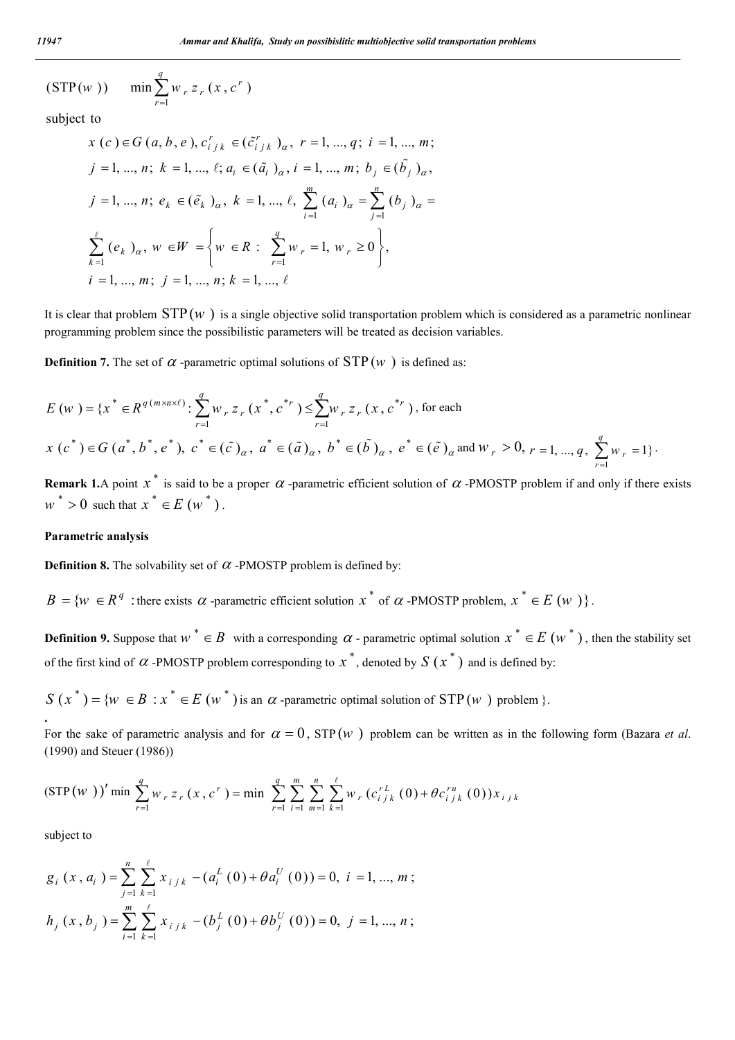$$(\text{STP}(w)) \qquad \min \sum_{r=1}^{q} w_r z_r(x, c^r)$$

subject to

$$x(c) \in G(a,b,e), c_{ijk}^r \in (\tilde{c}_{ijk}^r)_\alpha, \; r=1,...,q; \; i=1,...,m;$$
$$j=1,...,n; \; k=1,...,\ell; a_i \in (\tilde{a}_i)_\alpha, i=1,...,m; \; b_j \in (\tilde{b}_j)_\alpha,$$
$$j=1,...,n; \; e_k \in (\tilde{e}_k)_\alpha, \; k=1,...,\ell, \; \sum_{i=1}^{m}(a_i)_\alpha = \sum_{j=1}^{n}(b_j)_\alpha =$$
$$\sum_{k=1}^{\ell}(e_k)_\alpha, \; w \in W = \left\{ w \in R : \; \sum_{r=1}^{q} w_r = 1, \; w_r \geq 0 \right\},$$
$$i=1,...,m; \; j=1,...,n; \; k=1,...,\ell$$

It is clear that problem $\text{STP}(w)$ is a single objective solid transportation problem which is considered as a parametric nonlinear programming problem since the possibilistic parameters will be treated as decision variables.

**Definition 7.** The set of $\alpha$ -parametric optimal solutions of $\text{STP}(w)$ is defined as:

$$E(w) = \{x^* \in R^{q(m \times n \times \ell)} : \sum_{r=1}^{q} w_r z_r(x^*, c^{*r}) \leq \sum_{r=1}^{q} w_r z_r(x, c^{*r}) \text{, for each}$$
$$x(c^*) \in G(a^*, b^*, e^*), \; c^* \in (\tilde{c})_\alpha, \; a^* \in (\tilde{a})_\alpha, \; b^* \in (\tilde{b})_\alpha, \; e^* \in (\tilde{e})_\alpha \text{ and } w_r > 0, \; r=1,...,q, \; \sum_{r=1}^{q} w_r = 1\}.$$

**Remark 1.** A point $x^*$ is said to be a proper $\alpha$ -parametric efficient solution of $\alpha$ -PMOSTP problem if and only if there exists $w^* > 0$ such that $x^* \in E(w^*)$.

**Parametric analysis**

**Definition 8.** The solvability set of $\alpha$ -PMOSTP problem is defined by:

$B = \{w \in R^q$ : there exists $\alpha$ -parametric efficient solution $x^*$ of $\alpha$ -PMOSTP problem, $x^* \in E(w)\}$.

**Definition 9.** Suppose that $w^* \in B$ with a corresponding $\alpha$ - parametric optimal solution $x^* \in E(w^*)$, then the stability set of the first kind of $\alpha$ -PMOSTP problem corresponding to $x^*$, denoted by $S(x^*)$ and is defined by:

$S(x^*) = \{w \in B : x^* \in E(w^*)$ is an $\alpha$ -parametric optimal solution of $\text{STP}(w)$ problem $\}$.

For the sake of parametric analysis and for $\alpha = 0$, $\text{STP}(w)$ problem can be written as in the following form (Bazara *et al*. (1990) and Steuer (1986))

$$(\text{STP}(w))' \min \sum_{r=1}^{q} w_r z_r(x, c^r) = \min \sum_{r=1}^{q} \sum_{i=1}^{m} \sum_{m=1}^{n} \sum_{k=1}^{\ell} w_r (c_{ijk}^{rL}(0) + \theta c_{ijk}^{ru}(0)) x_{ijk}$$

subject to

$$g_i(x, a_i) = \sum_{j=1}^{n} \sum_{k=1}^{\ell} x_{ijk} - (a_i^L(0) + \theta a_i^U(0)) = 0, \; i=1,...,m;$$
$$h_j(x, b_j) = \sum_{i=1}^{m} \sum_{k=1}^{\ell} x_{ijk} - (b_j^L(0) + \theta b_j^U(0)) = 0, \; j=1,...,n;$$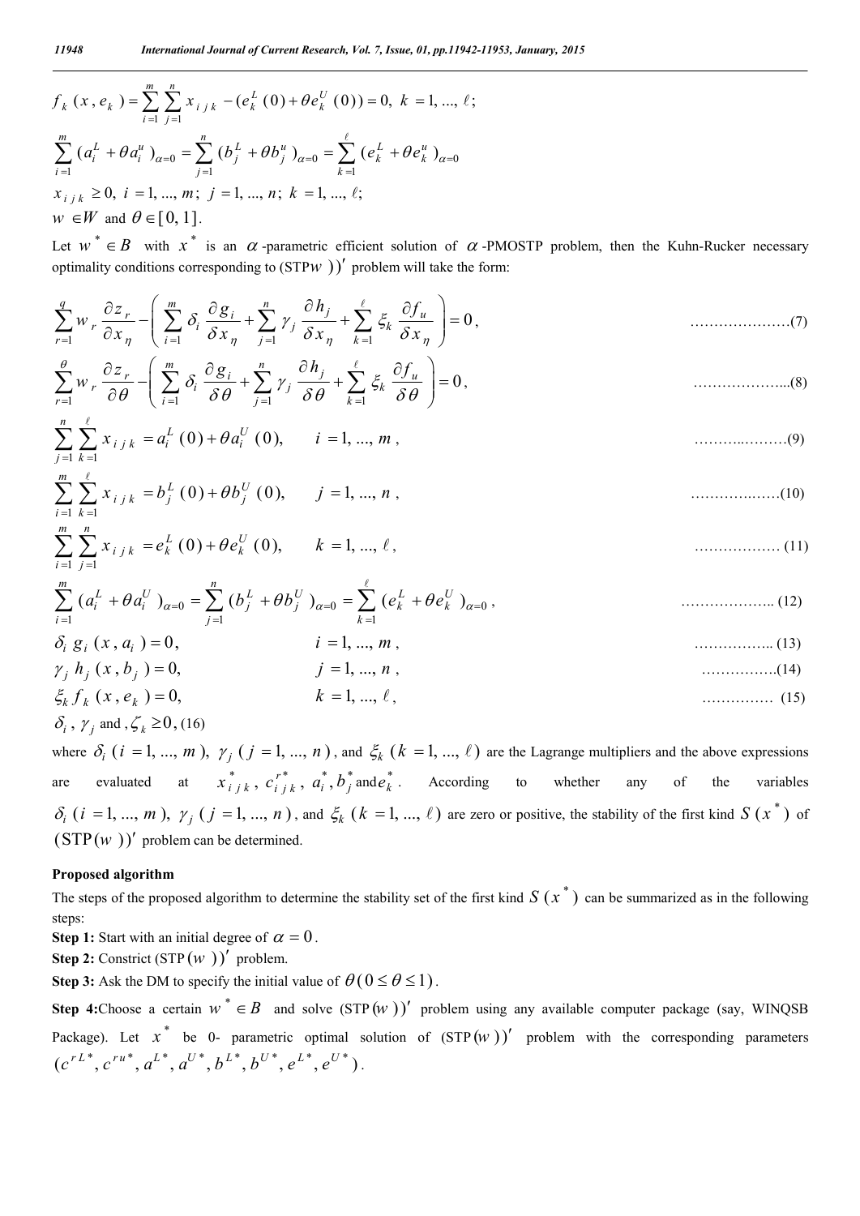$$f_k(x, e_k) = \sum_{i=1}^{m} \sum_{j=1}^{n} x_{ijk} - (e_k^L(0) + \theta e_k^U(0)) = 0,\ k = 1, ..., \ell;$$

$$\sum_{i=1}^{m} (a_i^L + \theta a_i^u)_{\alpha=0} = \sum_{j=1}^{n} (b_j^L + \theta b_j^u)_{\alpha=0} = \sum_{k=1}^{\ell} (e_k^L + \theta e_k^u)_{\alpha=0}$$

$$x_{ijk} \geq 0,\ i = 1, ..., m;\ j = 1, ..., n;\ k = 1, ..., \ell;$$

$w \in W$ and $\theta \in [0, 1]$.

Let $w^* \in B$ with $x^*$ is an $\alpha$-parametric efficient solution of $\alpha$-PMOSTP problem, then the Kuhn-Rucker necessary optimality conditions corresponding to (STP$w$ ))$'$ problem will take the form:

$$\sum_{r=1}^{q} w_r \frac{\partial z_r}{\partial x_\eta} - \left( \sum_{i=1}^{m} \delta_i \frac{\partial g_i}{\delta x_\eta} + \sum_{j=1}^{n} \gamma_j \frac{\partial h_j}{\delta x_\eta} + \sum_{k=1}^{\ell} \xi_k \frac{\partial f_u}{\delta x_\eta} \right) = 0, \quad \text{(7)}$$

$$\sum_{r=1}^{\theta} w_r \frac{\partial z_r}{\partial \theta} - \left( \sum_{i=1}^{m} \delta_i \frac{\partial g_i}{\delta \theta} + \sum_{j=1}^{n} \gamma_j \frac{\partial h_j}{\delta \theta} + \sum_{k=1}^{\ell} \xi_k \frac{\partial f_u}{\delta \theta} \right) = 0, \quad \text{(8)}$$

$$\sum_{j=1}^{n} \sum_{k=1}^{\ell} x_{ijk} = a_i^L(0) + \theta a_i^U(0), \qquad i = 1, ..., m, \quad \text{(9)}$$

$$\sum_{i=1}^{m} \sum_{k=1}^{\ell} x_{ijk} = b_j^L(0) + \theta b_j^U(0), \qquad j = 1, ..., n, \quad \text{(10)}$$

$$\sum_{i=1}^{m} \sum_{j=1}^{n} x_{ijk} = e_k^L(0) + \theta e_k^U(0), \qquad k = 1, ..., \ell, \quad \text{(11)}$$

$$\sum_{i=1}^{m} (a_i^L + \theta a_i^U)_{\alpha=0} = \sum_{j=1}^{n} (b_j^L + \theta b_j^U)_{\alpha=0} = \sum_{k=1}^{\ell} (e_k^L + \theta e_k^U)_{\alpha=0}, \quad \text{(12)}$$

$$\delta_i\, g_i(x, a_i) = 0, \qquad i = 1, ..., m, \quad \text{(13)}$$

$$\gamma_j\, h_j(x, b_j) = 0, \qquad j = 1, ..., n, \quad \text{(14)}$$

$$\xi_k\, f_k(x, e_k) = 0, \qquad k = 1, ..., \ell, \quad \text{(15)}$$

$\delta_i$, $\gamma_j$ and , $\zeta_k \geq 0$, (16)

where $\delta_i\ (i = 1, ..., m)$, $\gamma_j\ (j = 1, ..., n)$, and $\xi_k\ (k = 1, ..., \ell)$ are the Lagrange multipliers and the above expressions are evaluated at $x^*_{ijk}$, $c^{r*}_{ijk}$, $a_i^*, b_j^*$ and $e_k^*$. According to whether any of the variables $\delta_i\ (i = 1, ..., m)$, $\gamma_j\ (j = 1, ..., n)$, and $\xi_k\ (k = 1, ..., \ell)$ are zero or positive, the stability of the first kind $S(x^*)$ of $(\text{STP}(w))'$ problem can be determined.

**Proposed algorithm**

The steps of the proposed algorithm to determine the stability set of the first kind $S(x^*)$ can be summarized as in the following steps:

**Step 1:** Start with an initial degree of $\alpha = 0$.

**Step 2:** Constrict (STP$(w)$)$'$ problem.

**Step 3:** Ask the DM to specify the initial value of $\theta\,(0 \leq \theta \leq 1)$.

**Step 4:** Choose a certain $w^* \in B$ and solve (STP$(w)$)$'$ problem using any available computer package (say, WINQSB Package). Let $x^*$ be 0- parametric optimal solution of (STP$(w)$)$'$ problem with the corresponding parameters $(c^{rL*}, c^{ru*}, a^{L*}, a^{U*}, b^{L*}, b^{U*}, e^{L*}, e^{U*})$.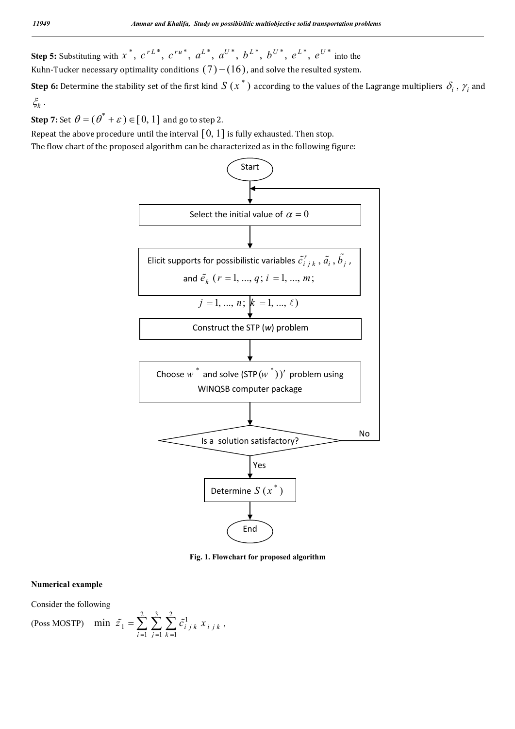**Step 5:** Substituting with $x^*$, $c^{rL*}$, $c^{ru*}$, $a^{L*}$, $a^{U*}$, $b^{L*}$, $b^{U*}$, $e^{L*}$, $e^{U*}$ into the Kuhn-Tucker necessary optimality conditions $(7)-(16)$, and solve the resulted system.

**Step 6:** Determine the stability set of the first kind $S(x^*)$ according to the values of the Lagrange multipliers $\delta_i$, $\gamma_i$ and $\xi_k$.

**Step 7:** Set $\theta = (\theta^* + \varepsilon) \in [0, 1]$ and go to step 2.

Repeat the above procedure until the interval $[0, 1]$ is fully exhausted. Then stop.

The flow chart of the proposed algorithm can be characterized as in the following figure:

Start

Select the initial value of $\alpha = 0$

Elicit supports for possibilistic variables $\tilde{c}^r_{ijk}$, $\tilde{a}_i$, $\tilde{b}_j$, and $\tilde{e}_k$ $(r = 1, ..., q; i = 1, ..., m;$ $j = 1, ..., n;\ k = 1, ..., \ell)$

Construct the STP ($w$) problem

Choose $w^*$ and solve $(\text{STP}(w^*))'$ problem using WINQSB computer package

Is a solution satisfactory? (No → return to "Select the initial value of $\alpha = 0$"; Yes → continue)

Determine $S(x^*)$

End

**Fig. 1. Flowchart for proposed algorithm**

**Numerical example**

Consider the following

(Poss MOSTP) $\quad \min\ \tilde{z}_1 = \sum_{i=1}^{2} \sum_{j=1}^{3} \sum_{k=1}^{2} \tilde{c}^1_{ijk}\, x_{ijk}\,,$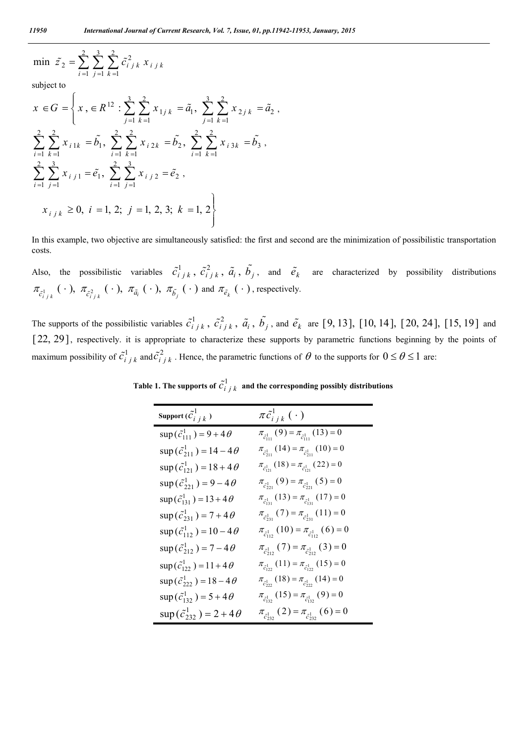$$\min\ \tilde{z}_2 = \sum_{i=1}^{2} \sum_{j=1}^{3} \sum_{k=1}^{2} \tilde{c}_{ijk}^{2}\, x_{ijk}$$

subject to

$$x \in G = \left\{ x, \in R^{12} : \sum_{j=1}^{3} \sum_{k=1}^{2} x_{1jk} = \tilde{a}_1,\ \sum_{j=1}^{3} \sum_{k=1}^{2} x_{2jk} = \tilde{a}_2, \right.$$

$$\sum_{i=1}^{2} \sum_{k=1}^{2} x_{i1k} = \tilde{b}_1,\ \sum_{i=1}^{2} \sum_{k=1}^{2} x_{i2k} = \tilde{b}_2,\ \sum_{i=1}^{2} \sum_{k=1}^{2} x_{i3k} = \tilde{b}_3,$$

$$\sum_{i=1}^{2} \sum_{j=1}^{3} x_{ij1} = \tilde{e}_1,\ \sum_{i=1}^{2} \sum_{j=1}^{3} x_{ij2} = \tilde{e}_2,$$

$$\left. x_{ijk} \geq 0,\ i = 1, 2;\ j = 1, 2, 3;\ k = 1, 2 \right\}$$

In this example, two objective are simultaneously satisfied: the first and second are the minimization of possibilistic transportation costs.

Also, the possibilistic variables $\tilde{c}_{ijk}^{1}$, $\tilde{c}_{ijk}^{2}$, $\tilde{a}_i$, $\tilde{b}_j$, and $\tilde{e}_k$ are characterized by possibility distributions $\pi_{\tilde{c}_{ijk}^{1}}(\cdot)$, $\pi_{\tilde{c}_{ijk}^{2}}(\cdot)$, $\pi_{\tilde{a}_i}(\cdot)$, $\pi_{\tilde{b}_j}(\cdot)$ and $\pi_{\tilde{e}_k}(\cdot)$, respectively.

The supports of the possibilistic variables $\tilde{c}_{ijk}^{1}$, $\tilde{c}_{ijk}^{2}$, $\tilde{a}_i$, $\tilde{b}_j$, and $\tilde{e}_k$ are $[9, 13]$, $[10, 14]$, $[20, 24]$, $[15, 19]$ and $[22, 29]$, respectively. it is appropriate to characterize these supports by parametric functions beginning by the points of maximum possibility of $\tilde{c}_{ijk}^{1}$ and $\tilde{c}_{ijk}^{2}$. Hence, the parametric functions of $\theta$ to the supports for $0 \leq \theta \leq 1$ are:

**Table 1. The supports of $\tilde{c}_{ijk}^{1}$ and the corresponding possibly distributions**

| Support ($\tilde{c}_{ijk}^{1}$) | $\pi \tilde{c}_{ijk}^{1}(\cdot)$ |
|---|---|
| $\sup(\tilde{c}_{111}^{1}) = 9 + 4\theta$ | $\pi_{\tilde{c}_{111}^{1}}(9) = \pi_{\tilde{c}_{111}^{1}}(13) = 0$ |
| $\sup(\tilde{c}_{211}^{1}) = 14 - 4\theta$ | $\pi_{\tilde{c}_{211}^{1}}(14) = \pi_{\tilde{c}_{211}^{1}}(10) = 0$ |
| $\sup(\tilde{c}_{121}^{1}) = 18 + 4\theta$ | $\pi_{\tilde{c}_{121}^{1}}(18) = \pi_{\tilde{c}_{121}^{1}}(22) = 0$ |
| $\sup(\tilde{c}_{221}^{1}) = 9 - 4\theta$ | $\pi_{\tilde{c}_{221}^{1}}(9) = \pi_{\tilde{c}_{221}^{1}}(5) = 0$ |
| $\sup(\tilde{c}_{131}^{1}) = 13 + 4\theta$ | $\pi_{\tilde{c}_{131}^{1}}(13) = \pi_{\tilde{c}_{131}^{1}}(17) = 0$ |
| $\sup(\tilde{c}_{231}^{1}) = 7 + 4\theta$ | $\pi_{\tilde{c}_{231}^{1}}(7) = \pi_{\tilde{c}_{231}^{1}}(11) = 0$ |
| $\sup(\tilde{c}_{112}^{1}) = 10 - 4\theta$ | $\pi_{\tilde{c}_{112}^{1}}(10) = \pi_{\tilde{c}_{112}^{1}}(6) = 0$ |
| $\sup(\tilde{c}_{212}^{1}) = 7 - 4\theta$ | $\pi_{\tilde{c}_{212}^{1}}(7) = \pi_{\tilde{c}_{212}^{1}}(3) = 0$ |
| $\sup(\tilde{c}_{122}^{1}) = 11 + 4\theta$ | $\pi_{\tilde{c}_{122}^{1}}(11) = \pi_{\tilde{c}_{122}^{1}}(15) = 0$ |
| $\sup(\tilde{c}_{222}^{1}) = 18 - 4\theta$ | $\pi_{\tilde{c}_{222}^{1}}(18) = \pi_{\tilde{c}_{222}^{1}}(14) = 0$ |
| $\sup(\tilde{c}_{132}^{1}) = 5 + 4\theta$ | $\pi_{\tilde{c}_{132}^{1}}(15) = \pi_{\tilde{c}_{132}^{1}}(9) = 0$ |
| $\sup(\tilde{c}_{232}^{1}) = 2 + 4\theta$ | $\pi_{\tilde{c}_{232}^{1}}(2) = \pi_{\tilde{c}_{232}^{1}}(6) = 0$ |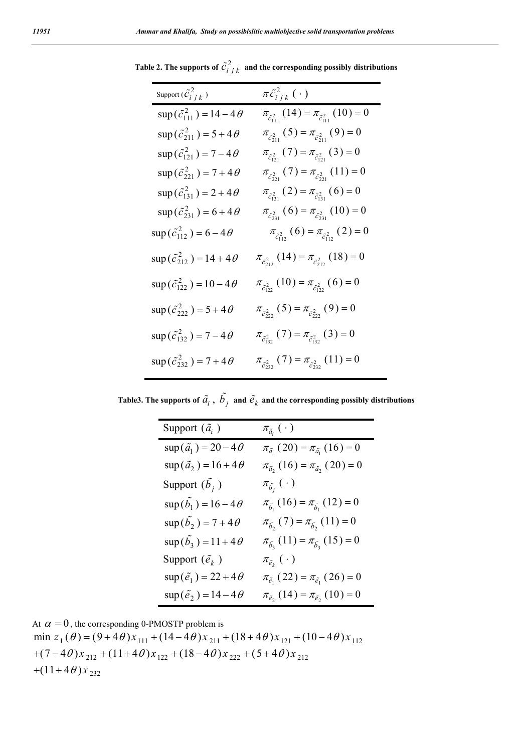**Table 2. The supports of $\tilde{c}^2_{ijk}$ and the corresponding possibly distributions**

| Support ($\tilde{c}^2_{ijk}$) | $\pi\tilde{c}^2_{ijk}(\cdot)$ |
|---|---|
| $\sup(\tilde{c}^2_{111}) = 14 - 4\theta$ | $\pi_{\tilde{c}^2_{111}}(14) = \pi_{\tilde{c}^2_{111}}(10) = 0$ |
| $\sup(\tilde{c}^2_{211}) = 5 + 4\theta$ | $\pi_{\tilde{c}^2_{211}}(5) = \pi_{\tilde{c}^2_{211}}(9) = 0$ |
| $\sup(\tilde{c}^2_{121}) = 7 - 4\theta$ | $\pi_{\tilde{c}^2_{121}}(7) = \pi_{\tilde{c}^2_{121}}(3) = 0$ |
| $\sup(\tilde{c}^2_{221}) = 7 + 4\theta$ | $\pi_{\tilde{c}^2_{221}}(7) = \pi_{\tilde{c}^2_{221}}(11) = 0$ |
| $\sup(\tilde{c}^2_{131}) = 2 + 4\theta$ | $\pi_{\tilde{c}^2_{131}}(2) = \pi_{\tilde{c}^2_{131}}(6) = 0$ |
| $\sup(\tilde{c}^2_{231}) = 6 + 4\theta$ | $\pi_{\tilde{c}^2_{231}}(6) = \pi_{\tilde{c}^2_{231}}(10) = 0$ |
| $\sup(\tilde{c}^2_{112}) = 6 - 4\theta$ | $\pi_{\tilde{c}^2_{112}}(6) = \pi_{\tilde{c}^2_{112}}(2) = 0$ |
| $\sup(\tilde{c}^2_{212}) = 14 + 4\theta$ | $\pi_{\tilde{c}^2_{212}}(14) = \pi_{\tilde{c}^2_{212}}(18) = 0$ |
| $\sup(\tilde{c}^2_{122}) = 10 - 4\theta$ | $\pi_{\tilde{c}^2_{122}}(10) = \pi_{\tilde{c}^2_{122}}(6) = 0$ |
| $\sup(\tilde{c}^2_{222}) = 5 + 4\theta$ | $\pi_{\tilde{c}^2_{222}}(5) = \pi_{\tilde{c}^2_{222}}(9) = 0$ |
| $\sup(\tilde{c}^2_{132}) = 7 - 4\theta$ | $\pi_{\tilde{c}^2_{132}}(7) = \pi_{\tilde{c}^2_{132}}(3) = 0$ |
| $\sup(\tilde{c}^2_{232}) = 7 + 4\theta$ | $\pi_{\tilde{c}^2_{232}}(7) = \pi_{\tilde{c}^2_{232}}(11) = 0$ |

**Table3. The supports of $\tilde{a}_i$, $\tilde{b}_j$ and $\tilde{e}_k$ and the corresponding possibly distributions**

| Support ($\tilde{a}_i$) | $\pi_{\tilde{a}_i}(\cdot)$ |
|---|---|
| $\sup(\tilde{a}_1) = 20 - 4\theta$ | $\pi_{\tilde{a}_1}(20) = \pi_{\tilde{a}_1}(16) = 0$ |
| $\sup(\tilde{a}_2) = 16 + 4\theta$ | $\pi_{\tilde{a}_2}(16) = \pi_{\tilde{a}_2}(20) = 0$ |
| Support ($\tilde{b}_j$) | $\pi_{\tilde{b}_j}(\cdot)$ |
| $\sup(\tilde{b}_1) = 16 - 4\theta$ | $\pi_{\tilde{b}_1}(16) = \pi_{\tilde{b}_1}(12) = 0$ |
| $\sup(\tilde{b}_2) = 7 + 4\theta$ | $\pi_{\tilde{b}_2}(7) = \pi_{\tilde{b}_2}(11) = 0$ |
| $\sup(\tilde{b}_3) = 11 + 4\theta$ | $\pi_{\tilde{b}_3}(11) = \pi_{\tilde{b}_3}(15) = 0$ |
| Support ($\tilde{e}_k$) | $\pi_{\tilde{e}_k}(\cdot)$ |
| $\sup(\tilde{e}_1) = 22 + 4\theta$ | $\pi_{\tilde{e}_1}(22) = \pi_{\tilde{e}_1}(26) = 0$ |
| $\sup(\tilde{e}_2) = 14 - 4\theta$ | $\pi_{\tilde{e}_2}(14) = \pi_{\tilde{e}_2}(10) = 0$ |

At $\alpha = 0$, the corresponding 0-PMOSTP problem is

$$
\begin{aligned}
\min\ z_1(\theta) &= (9+4\theta)x_{111} + (14-4\theta)x_{211} + (18+4\theta)x_{121} + (10-4\theta)x_{112} \\
&+ (7-4\theta)x_{212} + (11+4\theta)x_{122} + (18-4\theta)x_{222} + (5+4\theta)x_{212} \\
&+ (11+4\theta)x_{232}
\end{aligned}
$$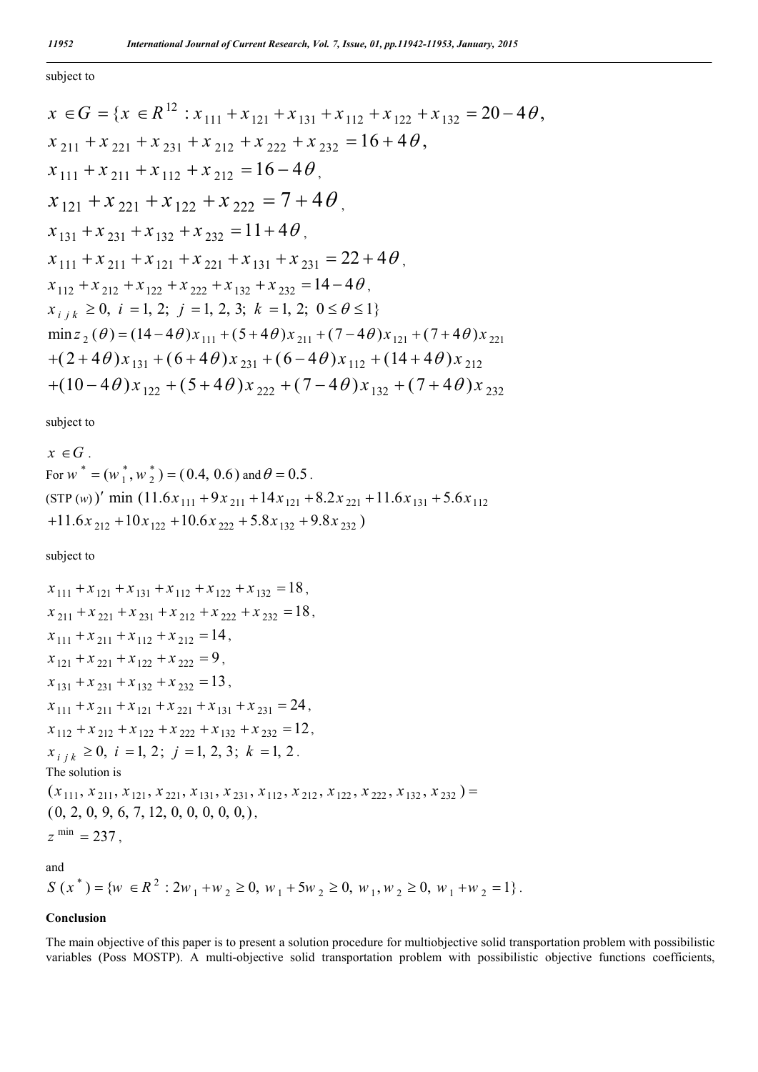subject to

$$x \in G = \{x \in R^{12} : x_{111} + x_{121} + x_{131} + x_{112} + x_{122} + x_{132} = 20 - 4\theta,$$
$$x_{211} + x_{221} + x_{231} + x_{212} + x_{222} + x_{232} = 16 + 4\theta,$$
$$x_{111} + x_{211} + x_{112} + x_{212} = 16 - 4\theta,$$
$$x_{121} + x_{221} + x_{122} + x_{222} = 7 + 4\theta,$$
$$x_{131} + x_{231} + x_{132} + x_{232} = 11 + 4\theta,$$
$$x_{111} + x_{211} + x_{121} + x_{221} + x_{131} + x_{231} = 22 + 4\theta,$$
$$x_{112} + x_{212} + x_{122} + x_{222} + x_{132} + x_{232} = 14 - 4\theta,$$
$$x_{ijk} \geq 0,\ i = 1, 2;\ j = 1, 2, 3;\ k = 1, 2;\ 0 \leq \theta \leq 1\}$$

$$\min z_2(\theta) = (14 - 4\theta)x_{111} + (5 + 4\theta)x_{211} + (7 - 4\theta)x_{121} + (7 + 4\theta)x_{221}$$
$$+ (2 + 4\theta)x_{131} + (6 + 4\theta)x_{231} + (6 - 4\theta)x_{112} + (14 + 4\theta)x_{212}$$
$$+ (10 - 4\theta)x_{122} + (5 + 4\theta)x_{222} + (7 - 4\theta)x_{132} + (7 + 4\theta)x_{232}$$

subject to

$x \in G$.

For $w^* = (w_1^*, w_2^*) = (0.4, 0.6)$ and $\theta = 0.5$.

$$(\text{STP}(w))' \ \min\ (11.6x_{111} + 9x_{211} + 14x_{121} + 8.2x_{221} + 11.6x_{131} + 5.6x_{112}$$
$$+ 11.6x_{212} + 10x_{122} + 10.6x_{222} + 5.8x_{132} + 9.8x_{232})$$

subject to

$$x_{111} + x_{121} + x_{131} + x_{112} + x_{122} + x_{132} = 18,$$
$$x_{211} + x_{221} + x_{231} + x_{212} + x_{222} + x_{232} = 18,$$
$$x_{111} + x_{211} + x_{112} + x_{212} = 14,$$
$$x_{121} + x_{221} + x_{122} + x_{222} = 9,$$
$$x_{131} + x_{231} + x_{132} + x_{232} = 13,$$
$$x_{111} + x_{211} + x_{121} + x_{221} + x_{131} + x_{231} = 24,$$
$$x_{112} + x_{212} + x_{122} + x_{222} + x_{132} + x_{232} = 12,$$
$$x_{ijk} \geq 0,\ i = 1, 2;\ j = 1, 2, 3;\ k = 1, 2.$$

The solution is

$$(x_{111}, x_{211}, x_{121}, x_{221}, x_{131}, x_{231}, x_{112}, x_{212}, x_{122}, x_{222}, x_{132}, x_{232}) =$$
$$(0, 2, 0, 9, 6, 7, 12, 0, 0, 0, 0, 0,),$$
$$z^{\min} = 237,$$

and

$$S(x^*) = \{w \in R^2 : 2w_1 + w_2 \geq 0,\ w_1 + 5w_2 \geq 0,\ w_1, w_2 \geq 0,\ w_1 + w_2 = 1\}.$$

## Conclusion

The main objective of this paper is to present a solution procedure for multiobjective solid transportation problem with possibilistic variables (Poss MOSTP). A multi-objective solid transportation problem with possibilistic objective functions coefficients,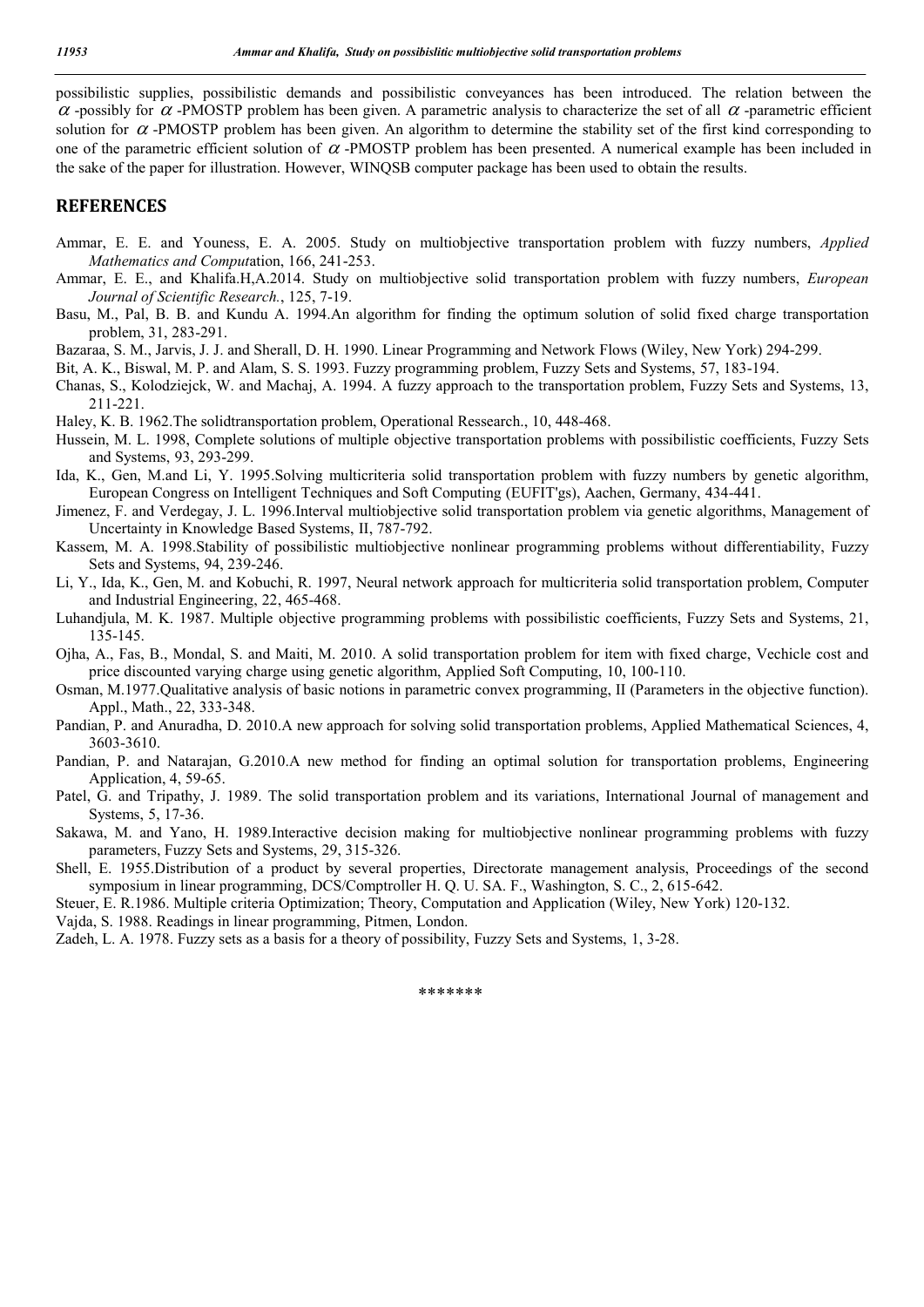possibilistic supplies, possibilistic demands and possibilistic conveyances has been introduced. The relation between the $\alpha$ -possibly for $\alpha$ -PMOSTP problem has been given. A parametric analysis to characterize the set of all $\alpha$ -parametric efficient solution for $\alpha$ -PMOSTP problem has been given. An algorithm to determine the stability set of the first kind corresponding to one of the parametric efficient solution of $\alpha$ -PMOSTP problem has been presented. A numerical example has been included in the sake of the paper for illustration. However, WINQSB computer package has been used to obtain the results.

## REFERENCES

Ammar, E. E. and Youness, E. A. 2005. Study on multiobjective transportation problem with fuzzy numbers, *Applied Mathematics and Comput*ation, 166, 241-253.

Ammar, E. E., and Khalifa.H,A.2014. Study on multiobjective solid transportation problem with fuzzy numbers, *European Journal of Scientific Research.*, 125, 7-19.

Basu, M., Pal, B. B. and Kundu A. 1994.An algorithm for finding the optimum solution of solid fixed charge transportation problem, 31, 283-291.

Bazaraa, S. M., Jarvis, J. J. and Sherall, D. H. 1990. Linear Programming and Network Flows (Wiley, New York) 294-299.

Bit, A. K., Biswal, M. P. and Alam, S. S. 1993. Fuzzy programming problem, Fuzzy Sets and Systems, 57, 183-194.

Chanas, S., Kolodziejck, W. and Machaj, A. 1994. A fuzzy approach to the transportation problem, Fuzzy Sets and Systems, 13, 211-221.

Haley, K. B. 1962.The solidtransportation problem, Operational Ressearch., 10, 448-468.

Hussein, M. L. 1998, Complete solutions of multiple objective transportation problems with possibilistic coefficients, Fuzzy Sets and Systems, 93, 293-299.

Ida, K., Gen, M.and Li, Y. 1995.Solving multicriteria solid transportation problem with fuzzy numbers by genetic algorithm, European Congress on Intelligent Techniques and Soft Computing (EUFIT'gs), Aachen, Germany, 434-441.

Jimenez, F. and Verdegay, J. L. 1996.Interval multiobjective solid transportation problem via genetic algorithms, Management of Uncertainty in Knowledge Based Systems, II, 787-792.

Kassem, M. A. 1998.Stability of possibilistic multiobjective nonlinear programming problems without differentiability, Fuzzy Sets and Systems, 94, 239-246.

Li, Y., Ida, K., Gen, M. and Kobuchi, R. 1997, Neural network approach for multicriteria solid transportation problem, Computer and Industrial Engineering, 22, 465-468.

Luhandjula, M. K. 1987. Multiple objective programming problems with possibilistic coefficients, Fuzzy Sets and Systems, 21, 135-145.

Ojha, A., Fas, B., Mondal, S. and Maiti, M. 2010. A solid transportation problem for item with fixed charge, Vechicle cost and price discounted varying charge using genetic algorithm, Applied Soft Computing, 10, 100-110.

Osman, M.1977.Qualitative analysis of basic notions in parametric convex programming, II (Parameters in the objective function). Appl., Math., 22, 333-348.

Pandian, P. and Anuradha, D. 2010.A new approach for solving solid transportation problems, Applied Mathematical Sciences, 4, 3603-3610.

Pandian, P. and Natarajan, G.2010.A new method for finding an optimal solution for transportation problems, Engineering Application, 4, 59-65.

Patel, G. and Tripathy, J. 1989. The solid transportation problem and its variations, International Journal of management and Systems, 5, 17-36.

Sakawa, M. and Yano, H. 1989.Interactive decision making for multiobjective nonlinear programming problems with fuzzy parameters, Fuzzy Sets and Systems, 29, 315-326.

Shell, E. 1955.Distribution of a product by several properties, Directorate management analysis, Proceedings of the second symposium in linear programming, DCS/Comptroller H. Q. U. SA. F., Washington, S. C., 2, 615-642.

Steuer, E. R.1986. Multiple criteria Optimization; Theory, Computation and Application (Wiley, New York) 120-132.

Vajda, S. 1988. Readings in linear programming, Pitmen, London.

Zadeh, L. A. 1978. Fuzzy sets as a basis for a theory of possibility, Fuzzy Sets and Systems, 1, 3-28.

*******